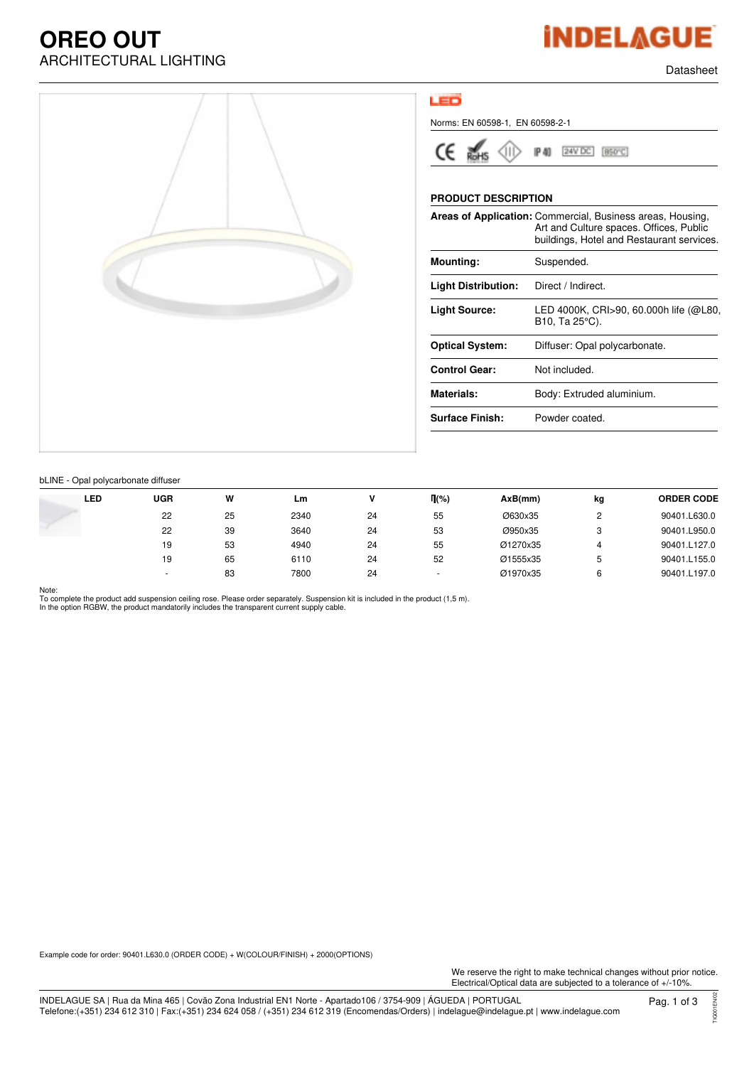# OREO OUT

ARCHITECTURAL LIGHTING

Datasheet

LED

Norms: EN 60598-1, EN 60598-2-1

IP 40 | 24V DC | 850°C

## PRODUCT DESCRIPTION

| | |
|---|---|
| **Areas of Application:** | Commercial, Business areas, Housing, Art and Culture spaces. Offices, Public buildings, Hotel and Restaurant services. |
| **Mounting:** | Suspended. |
| **Light Distribution:** | Direct / Indirect. |
| **Light Source:** | LED 4000K, CRI>90, 60.000h life (@L80, B10, Ta 25°C). |
| **Optical System:** | Diffuser: Opal polycarbonate. |
| **Control Gear:** | Not included. |
| **Materials:** | Body: Extruded aluminium. |
| **Surface Finish:** | Powder coated. |

bLINE - Opal polycarbonate diffuser

| LED | UGR | W | Lm | V | η(%) | AxB(mm) | kg | ORDER CODE |
|---|---|---|---|---|---|---|---|---|
| | 22 | 25 | 2340 | 24 | 55 | Ø630x35 | 2 | 90401.L630.0 |
| | 22 | 39 | 3640 | 24 | 53 | Ø950x35 | 3 | 90401.L950.0 |
| | 19 | 53 | 4940 | 24 | 55 | Ø1270x35 | 4 | 90401.L127.0 |
| | 19 | 65 | 6110 | 24 | 52 | Ø1555x35 | 5 | 90401.L155.0 |
| | - | 83 | 7800 | 24 | - | Ø1970x35 | 6 | 90401.L197.0 |

Note:
To complete the product add suspension ceiling rose. Please order separately. Suspension kit is included in the product (1,5 m).
In the option RGBW, the product mandatorily includes the transparent current supply cable.

Example code for order: 90401.L630.0 (ORDER CODE) + W(COLOUR/FINISH) + 2000(OPTIONS)

We reserve the right to make technical changes without prior notice.
Electrical/Optical data are subjected to a tolerance of +/-10%.

INDELAGUE SA | Rua da Mina 465 | Covão Zona Industrial EN1 Norte - Apartado106 / 3754-909 | ÁGUEDA | PORTUGAL
Telefone:(+351) 234 612 310 | Fax:(+351) 234 624 058 / (+351) 234 612 319 (Encomendas/Orders) | indelague@indelague.pt | www.indelague.com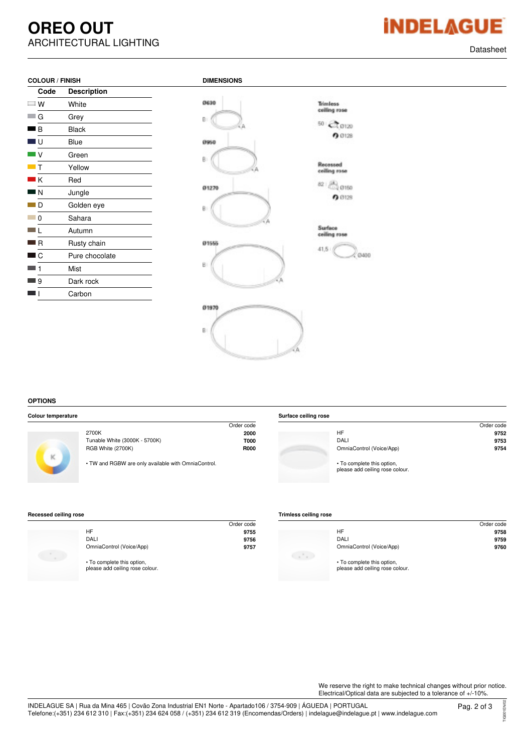# OREO OUT

ARCHITECTURAL LIGHTING

Datasheet

## COLOUR / FINISH

| Code | Description |
|---|---|
| W | White |
| G | Grey |
| B | Black |
| U | Blue |
| V | Green |
| T | Yellow |
| K | Red |
| N | Jungle |
| D | Golden eye |
| 0 | Sahara |
| L | Autumn |
| R | Rusty chain |
| C | Pure chocolate |
| 1 | Mist |
| 9 | Dark rock |
| I | Carbon |

## DIMENSIONS

Ø630

Ø950

Ø1270

Ø1555

Ø1970

Trimless ceiling rose — 50 | Ø120 | Ø128

Recessed ceiling rose — 82 | Ø150 | Ø128

Surface ceiling rose — 41,5 | Ø400

## OPTIONS

### Colour temperature

| | Order code |
|---|---|
| 2700K | 2000 |
| Tunable White (3000K - 5700K) | T000 |
| RGB White (2700K) | R000 |

• TW and RGBW are only available with OmniaControl.

### Surface ceiling rose

| | Order code |
|---|---|
| HF | 9752 |
| DALI | 9753 |
| OmniaControl (Voice/App) | 9754 |

• To complete this option, please add ceiling rose colour.

### Recessed ceiling rose

| | Order code |
|---|---|
| HF | 9755 |
| DALI | 9756 |
| OmniaControl (Voice/App) | 9757 |

• To complete this option, please add ceiling rose colour.

### Trimless ceiling rose

| | Order code |
|---|---|
| HF | 9758 |
| DALI | 9759 |
| OmniaControl (Voice/App) | 9760 |

• To complete this option, please add ceiling rose colour.

We reserve the right to make technical changes without prior notice.
Electrical/Optical data are subjected to a tolerance of +/-10%.

INDELAGUE SA | Rua da Mina 465 | Covão Zona Industrial EN1 Norte - Apartado106 / 3754-909 | ÁGUEDA | PORTUGAL
Telefone:(+351) 234 612 310 | Fax:(+351) 234 624 058 / (+351) 234 612 319 (Encomendas/Orders) | indelague@indelague.pt | www.indelague.com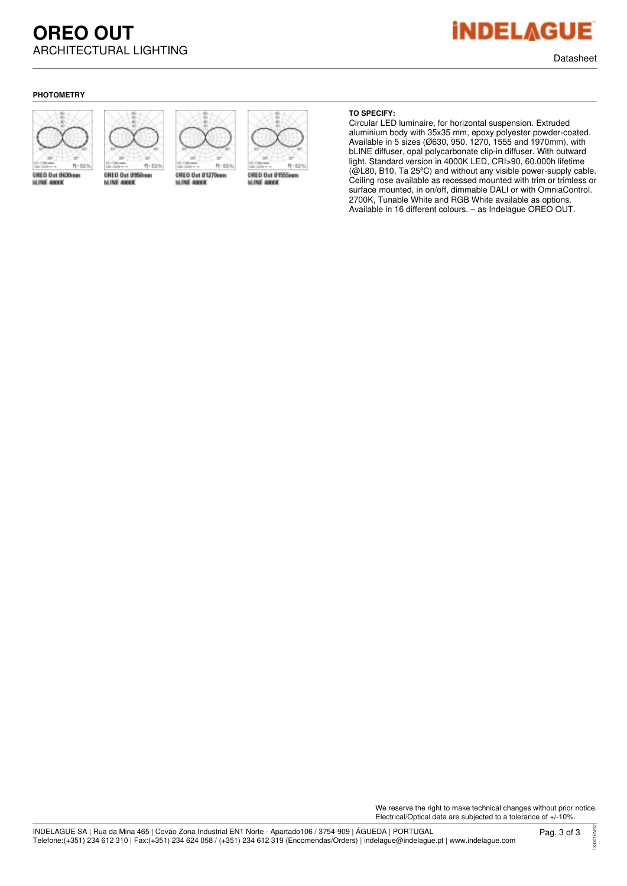# OREO OUT
ARCHITECTURAL LIGHTING

Datasheet

## PHOTOMETRY

η - 55%
OREO Out Ø630mm
bLINE 4000K

η - 53%
OREO Out Ø950mm
bLINE 4000K

η - 55%
OREO Out Ø1270mm
bLINE 4000K

η - 52%
OREO Out Ø1555mm
bLINE 4000K

**TO SPECIFY:**

Circular LED luminaire, for horizontal suspension. Extruded aluminium body with 35x35 mm, epoxy polyester powder-coated. Available in 5 sizes (Ø630, 950, 1270, 1555 and 1970mm), with bLINE diffuser, opal polycarbonate clip-in diffuser. With outward light. Standard version in 4000K LED, CRI>90, 60.000h lifetime (@L80, B10, Ta 25ºC) and without any visible power-supply cable. Ceiling rose available as recessed mounted with trim or trimless or surface mounted, in on/off, dimmable DALI or with OmniaControl. 2700K, Tunable White and RGB White available as options. Available in 16 different colours. – as Indelague OREO OUT.

We reserve the right to make technical changes without prior notice.
Electrical/Optical data are subjected to a tolerance of +/-10%.

INDELAGUE SA | Rua da Mina 465 | Covão Zona Industrial EN1 Norte - Apartado106 / 3754-909 | ÁGUEDA | PORTUGAL
Telefone:(+351) 234 612 310 | Fax:(+351) 234 624 058 / (+351) 234 612 319 (Encomendas/Orders) | indelague@indelague.pt | www.indelague.com